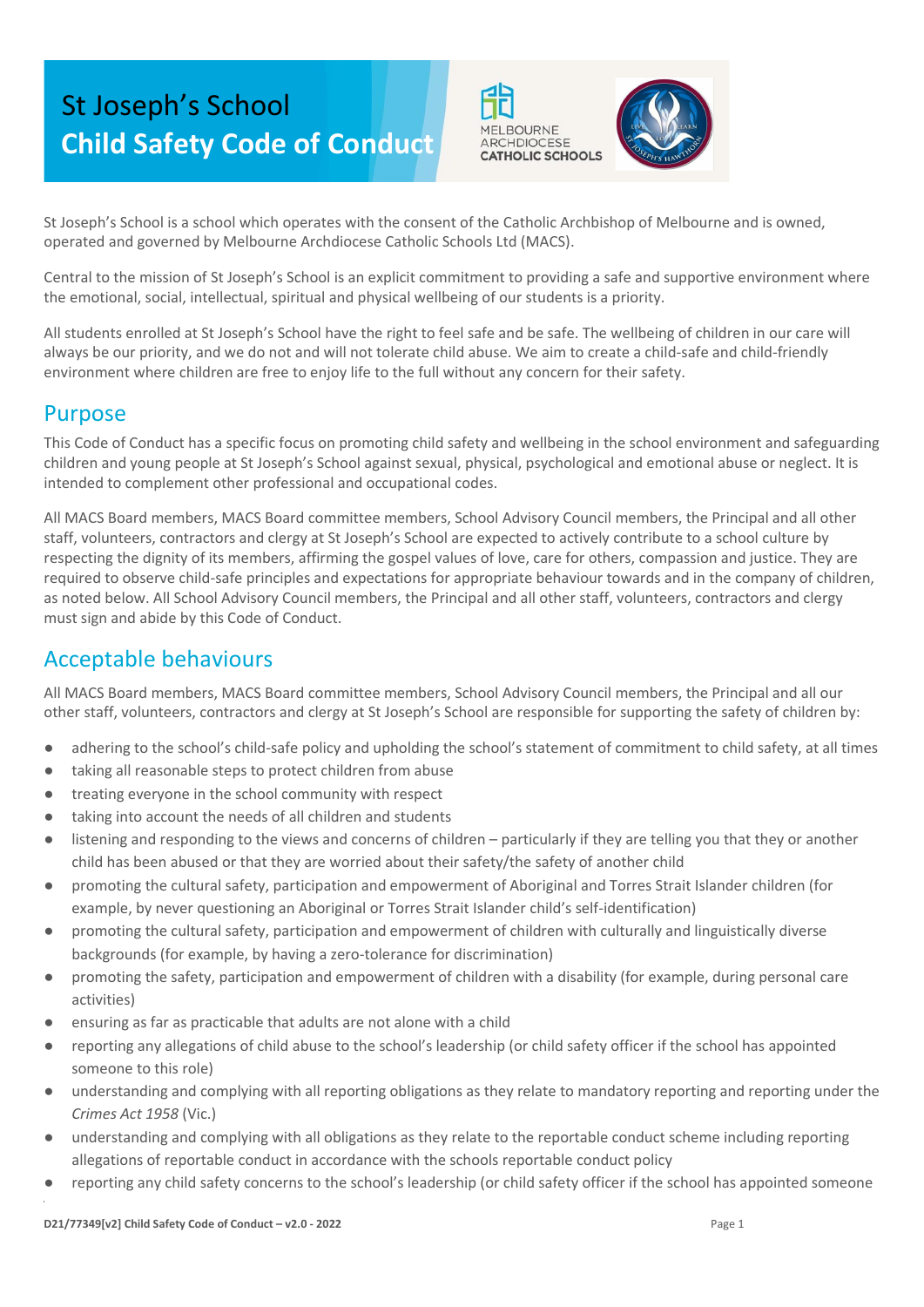# St Joseph's School
# Child Safety Code of Conduct

St Joseph's School is a school which operates with the consent of the Catholic Archbishop of Melbourne and is owned, operated and governed by Melbourne Archdiocese Catholic Schools Ltd (MACS).

Central to the mission of St Joseph's School is an explicit commitment to providing a safe and supportive environment where the emotional, social, intellectual, spiritual and physical wellbeing of our students is a priority.

All students enrolled at St Joseph's School have the right to feel safe and be safe. The wellbeing of children in our care will always be our priority, and we do not and will not tolerate child abuse. We aim to create a child-safe and child-friendly environment where children are free to enjoy life to the full without any concern for their safety.

## Purpose

This Code of Conduct has a specific focus on promoting child safety and wellbeing in the school environment and safeguarding children and young people at St Joseph's School against sexual, physical, psychological and emotional abuse or neglect. It is intended to complement other professional and occupational codes.

All MACS Board members, MACS Board committee members, School Advisory Council members, the Principal and all other staff, volunteers, contractors and clergy at St Joseph's School are expected to actively contribute to a school culture by respecting the dignity of its members, affirming the gospel values of love, care for others, compassion and justice. They are required to observe child-safe principles and expectations for appropriate behaviour towards and in the company of children, as noted below. All School Advisory Council members, the Principal and all other staff, volunteers, contractors and clergy must sign and abide by this Code of Conduct.

## Acceptable behaviours

All MACS Board members, MACS Board committee members, School Advisory Council members, the Principal and all our other staff, volunteers, contractors and clergy at St Joseph's School are responsible for supporting the safety of children by:

- adhering to the school's child-safe policy and upholding the school's statement of commitment to child safety, at all times
- taking all reasonable steps to protect children from abuse
- treating everyone in the school community with respect
- taking into account the needs of all children and students
- listening and responding to the views and concerns of children – particularly if they are telling you that they or another child has been abused or that they are worried about their safety/the safety of another child
- promoting the cultural safety, participation and empowerment of Aboriginal and Torres Strait Islander children (for example, by never questioning an Aboriginal or Torres Strait Islander child's self-identification)
- promoting the cultural safety, participation and empowerment of children with culturally and linguistically diverse backgrounds (for example, by having a zero-tolerance for discrimination)
- promoting the safety, participation and empowerment of children with a disability (for example, during personal care activities)
- ensuring as far as practicable that adults are not alone with a child
- reporting any allegations of child abuse to the school's leadership (or child safety officer if the school has appointed someone to this role)
- understanding and complying with all reporting obligations as they relate to mandatory reporting and reporting under the *Crimes Act 1958* (Vic.)
- understanding and complying with all obligations as they relate to the reportable conduct scheme including reporting allegations of reportable conduct in accordance with the schools reportable conduct policy
- reporting any child safety concerns to the school's leadership (or child safety officer if the school has appointed someone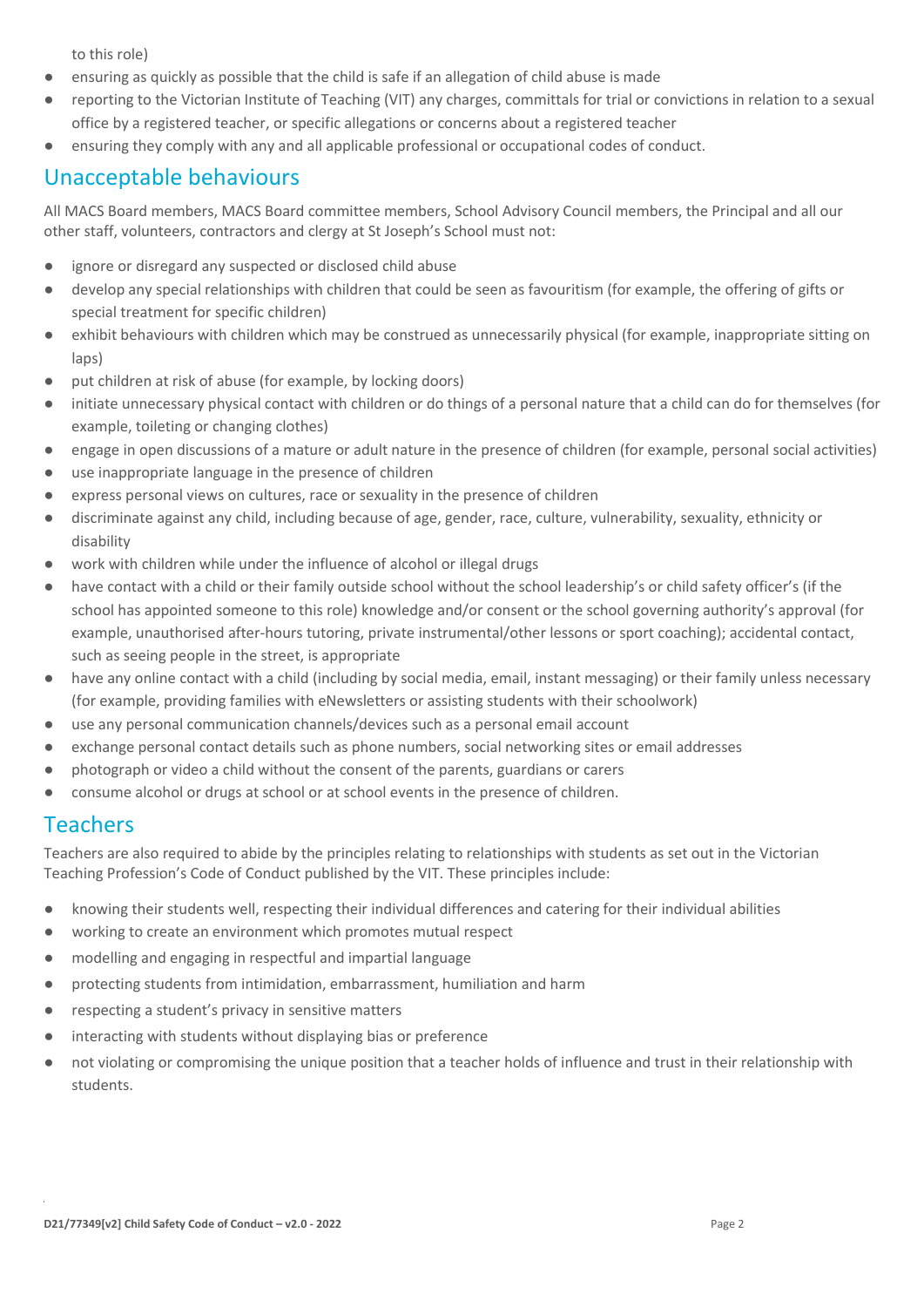to this role)

- ensuring as quickly as possible that the child is safe if an allegation of child abuse is made
- reporting to the Victorian Institute of Teaching (VIT) any charges, committals for trial or convictions in relation to a sexual office by a registered teacher, or specific allegations or concerns about a registered teacher
- ensuring they comply with any and all applicable professional or occupational codes of conduct.

## Unacceptable behaviours

All MACS Board members, MACS Board committee members, School Advisory Council members, the Principal and all our other staff, volunteers, contractors and clergy at St Joseph's School must not:

- ignore or disregard any suspected or disclosed child abuse
- develop any special relationships with children that could be seen as favouritism (for example, the offering of gifts or special treatment for specific children)
- exhibit behaviours with children which may be construed as unnecessarily physical (for example, inappropriate sitting on laps)
- put children at risk of abuse (for example, by locking doors)
- initiate unnecessary physical contact with children or do things of a personal nature that a child can do for themselves (for example, toileting or changing clothes)
- engage in open discussions of a mature or adult nature in the presence of children (for example, personal social activities)
- use inappropriate language in the presence of children
- express personal views on cultures, race or sexuality in the presence of children
- discriminate against any child, including because of age, gender, race, culture, vulnerability, sexuality, ethnicity or disability
- work with children while under the influence of alcohol or illegal drugs
- have contact with a child or their family outside school without the school leadership's or child safety officer's (if the school has appointed someone to this role) knowledge and/or consent or the school governing authority's approval (for example, unauthorised after-hours tutoring, private instrumental/other lessons or sport coaching); accidental contact, such as seeing people in the street, is appropriate
- have any online contact with a child (including by social media, email, instant messaging) or their family unless necessary (for example, providing families with eNewsletters or assisting students with their schoolwork)
- use any personal communication channels/devices such as a personal email account
- exchange personal contact details such as phone numbers, social networking sites or email addresses
- photograph or video a child without the consent of the parents, guardians or carers
- consume alcohol or drugs at school or at school events in the presence of children.

## Teachers

Teachers are also required to abide by the principles relating to relationships with students as set out in the Victorian Teaching Profession's Code of Conduct published by the VIT. These principles include:

- knowing their students well, respecting their individual differences and catering for their individual abilities
- working to create an environment which promotes mutual respect
- modelling and engaging in respectful and impartial language
- protecting students from intimidation, embarrassment, humiliation and harm
- respecting a student's privacy in sensitive matters
- interacting with students without displaying bias or preference
- not violating or compromising the unique position that a teacher holds of influence and trust in their relationship with students.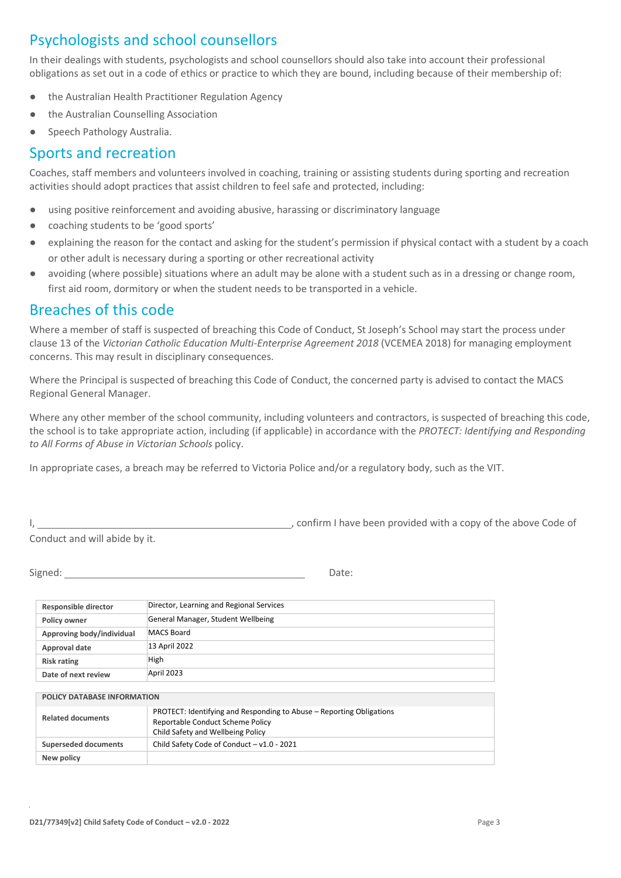## Psychologists and school counsellors

In their dealings with students, psychologists and school counsellors should also take into account their professional obligations as set out in a code of ethics or practice to which they are bound, including because of their membership of:

- the Australian Health Practitioner Regulation Agency
- the Australian Counselling Association
- Speech Pathology Australia.

## Sports and recreation

Coaches, staff members and volunteers involved in coaching, training or assisting students during sporting and recreation activities should adopt practices that assist children to feel safe and protected, including:

- using positive reinforcement and avoiding abusive, harassing or discriminatory language
- coaching students to be 'good sports'
- explaining the reason for the contact and asking for the student's permission if physical contact with a student by a coach or other adult is necessary during a sporting or other recreational activity
- avoiding (where possible) situations where an adult may be alone with a student such as in a dressing or change room, first aid room, dormitory or when the student needs to be transported in a vehicle.

## Breaches of this code

Where a member of staff is suspected of breaching this Code of Conduct, St Joseph's School may start the process under clause 13 of the *Victorian Catholic Education Multi-Enterprise Agreement 2018* (VCEMEA 2018) for managing employment concerns. This may result in disciplinary consequences.

Where the Principal is suspected of breaching this Code of Conduct, the concerned party is advised to contact the MACS Regional General Manager.

Where any other member of the school community, including volunteers and contractors, is suspected of breaching this code, the school is to take appropriate action, including (if applicable) in accordance with the *PROTECT: Identifying and Responding to All Forms of Abuse in Victorian Schools* policy.

In appropriate cases, a breach may be referred to Victoria Police and/or a regulatory body, such as the VIT.

I, ______________________________, confirm I have been provided with a copy of the above Code of Conduct and will abide by it.

Signed: ______________________________ Date:

| | |
|---|---|
| **Responsible director** | Director, Learning and Regional Services |
| **Policy owner** | General Manager, Student Wellbeing |
| **Approving body/individual** | MACS Board |
| **Approval date** | 13 April 2022 |
| **Risk rating** | High |
| **Date of next review** | April 2023 |

| **POLICY DATABASE INFORMATION** | |
|---|---|
| **Related documents** | PROTECT: Identifying and Responding to Abuse – Reporting Obligations<br>Reportable Conduct Scheme Policy<br>Child Safety and Wellbeing Policy |
| **Superseded documents** | Child Safety Code of Conduct – v1.0 - 2021 |
| **New policy** | |